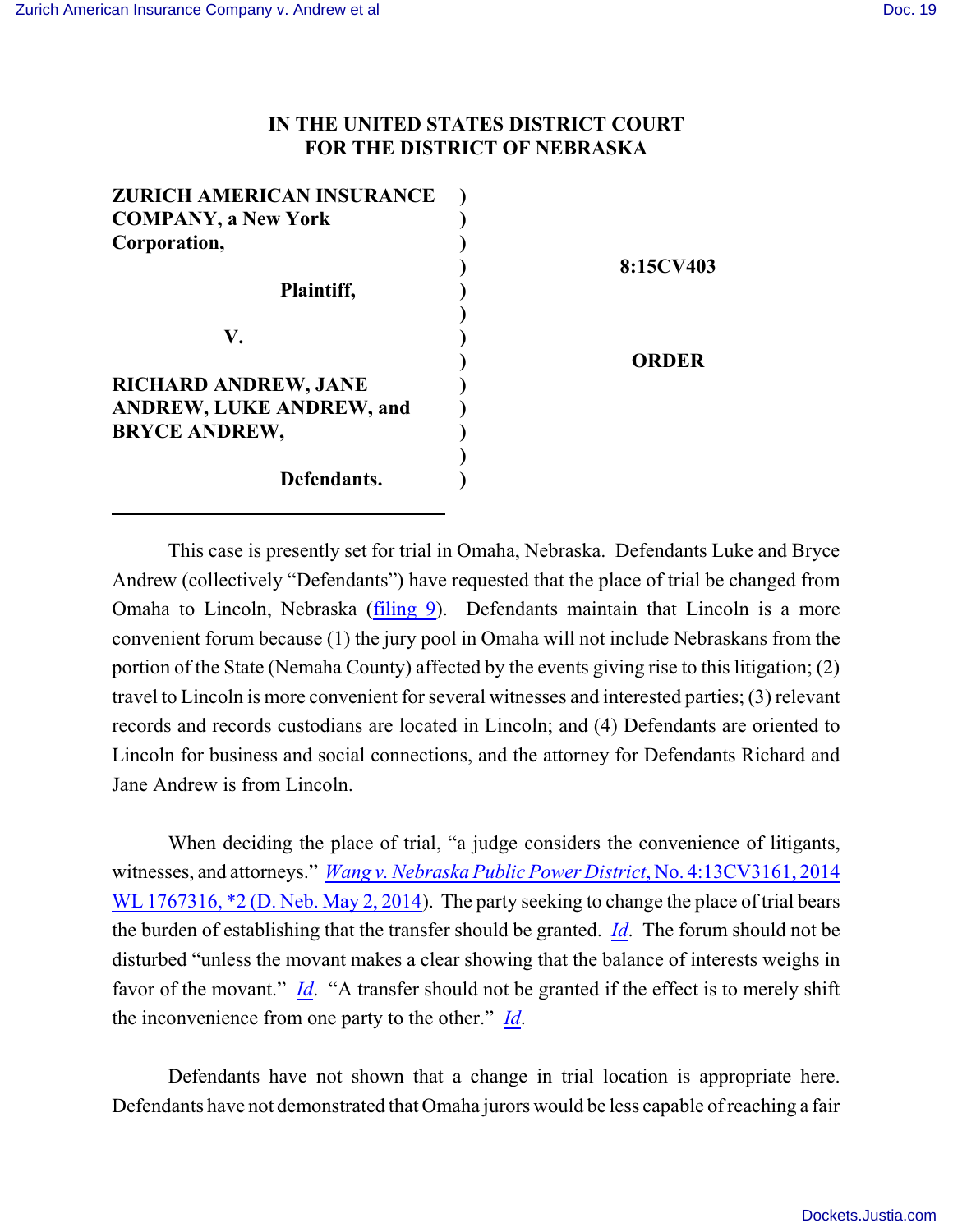# IN THE UNITED STATES DISTRICT COURT FOR THE DISTRICT OF NEBRASKA

**ZURICH AMERICAN INSURANCE COMPANY, a New York Corporation,**

**Plaintiff,**

**V.**

**RICHARD ANDREW, JANE ANDREW, LUKE ANDREW, and BRYCE ANDREW,**

**Defendants.**

**8:15CV403**

**ORDER**

This case is presently set for trial in Omaha, Nebraska. Defendants Luke and Bryce Andrew (collectively "Defendants") have requested that the place of trial be changed from Omaha to Lincoln, Nebraska (filing 9). Defendants maintain that Lincoln is a more convenient forum because (1) the jury pool in Omaha will not include Nebraskans from the portion of the State (Nemaha County) affected by the events giving rise to this litigation; (2) travel to Lincoln is more convenient for several witnesses and interested parties; (3) relevant records and records custodians are located in Lincoln; and (4) Defendants are oriented to Lincoln for business and social connections, and the attorney for Defendants Richard and Jane Andrew is from Lincoln.

When deciding the place of trial, "a judge considers the convenience of litigants, witnesses, and attorneys." *Wang v. Nebraska Public Power District*, No. 4:13CV3161, 2014 WL 1767316, \*2 (D. Neb. May 2, 2014). The party seeking to change the place of trial bears the burden of establishing that the transfer should be granted. *Id*. The forum should not be disturbed "unless the movant makes a clear showing that the balance of interests weighs in favor of the movant." *Id*. "A transfer should not be granted if the effect is to merely shift the inconvenience from one party to the other." *Id*.

Defendants have not shown that a change in trial location is appropriate here. Defendants have not demonstrated that Omaha jurors would be less capable of reaching a fair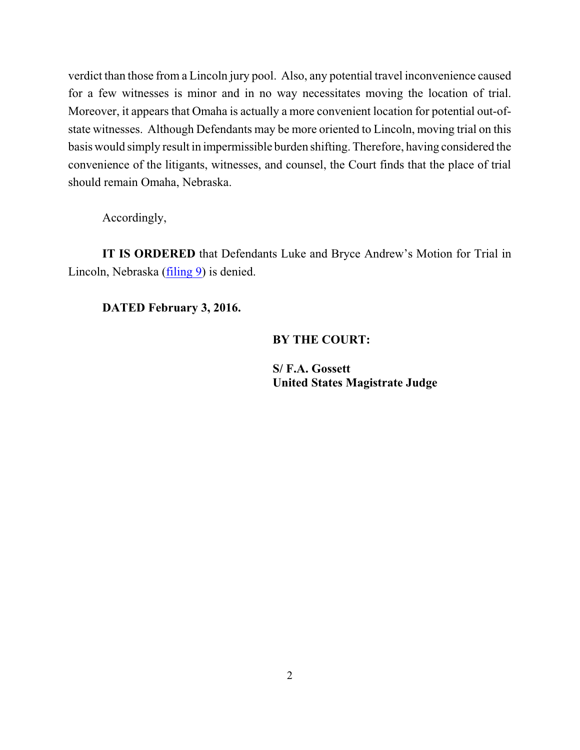verdict than those from a Lincoln jury pool. Also, any potential travel inconvenience caused for a few witnesses is minor and in no way necessitates moving the location of trial. Moreover, it appears that Omaha is actually a more convenient location for potential out-of-state witnesses. Although Defendants may be more oriented to Lincoln, moving trial on this basis would simply result in impermissible burden shifting. Therefore, having considered the convenience of the litigants, witnesses, and counsel, the Court finds that the place of trial should remain Omaha, Nebraska.

Accordingly,

**IT IS ORDERED** that Defendants Luke and Bryce Andrew's Motion for Trial in Lincoln, Nebraska (filing 9) is denied.

**DATED February 3, 2016.**

**BY THE COURT:**

**S/ F.A. Gossett**
**United States Magistrate Judge**